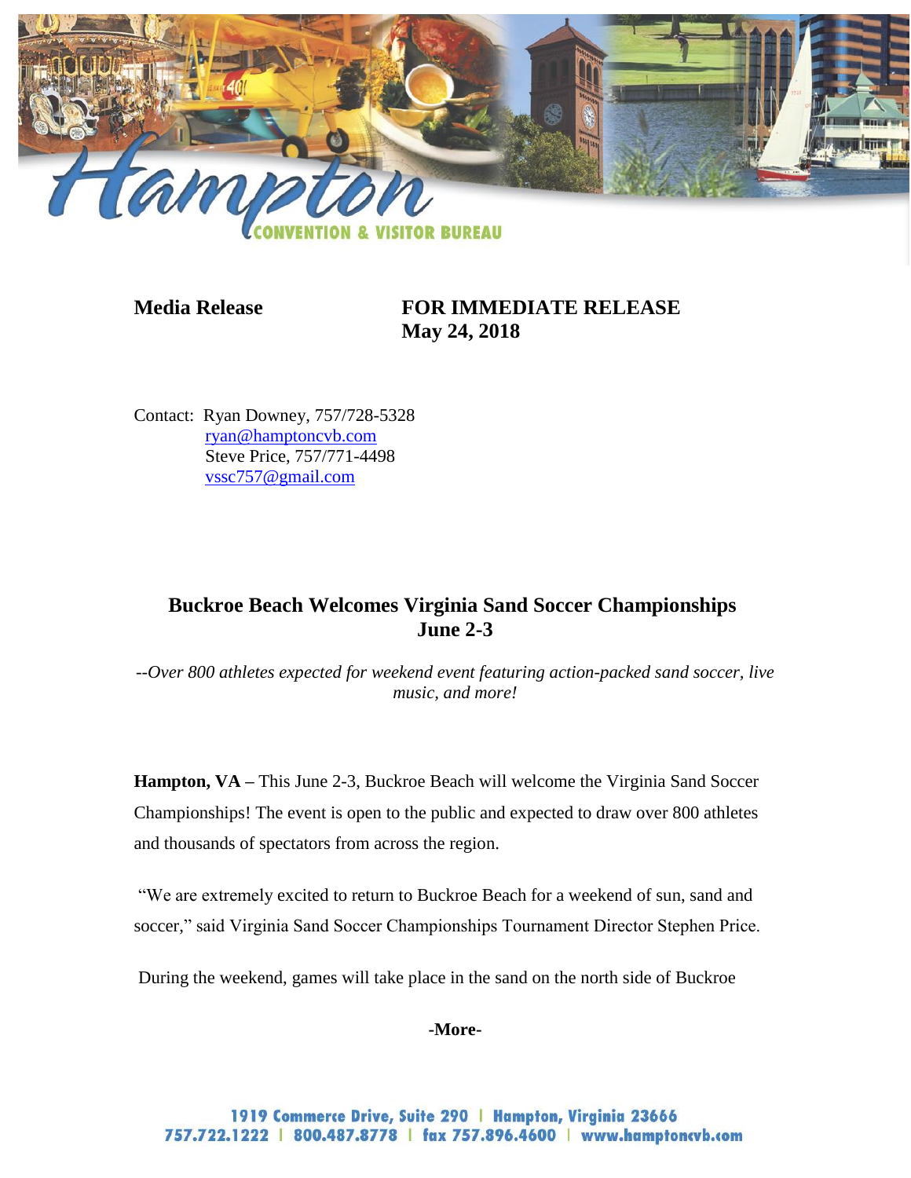**Media Release**

**FOR IMMEDIATE RELEASE**
**May 24, 2018**

Contact: Ryan Downey, 757/728-5328
ryan@hamptoncvb.com
Steve Price, 757/771-4498
vssc757@gmail.com

## Buckroe Beach Welcomes Virginia Sand Soccer Championships June 2-3

*--Over 800 athletes expected for weekend event featuring action-packed sand soccer, live music, and more!*

**Hampton, VA –** This June 2-3, Buckroe Beach will welcome the Virginia Sand Soccer Championships! The event is open to the public and expected to draw over 800 athletes and thousands of spectators from across the region.

"We are extremely excited to return to Buckroe Beach for a weekend of sun, sand and soccer," said Virginia Sand Soccer Championships Tournament Director Stephen Price.

During the weekend, games will take place in the sand on the north side of Buckroe

**-More-**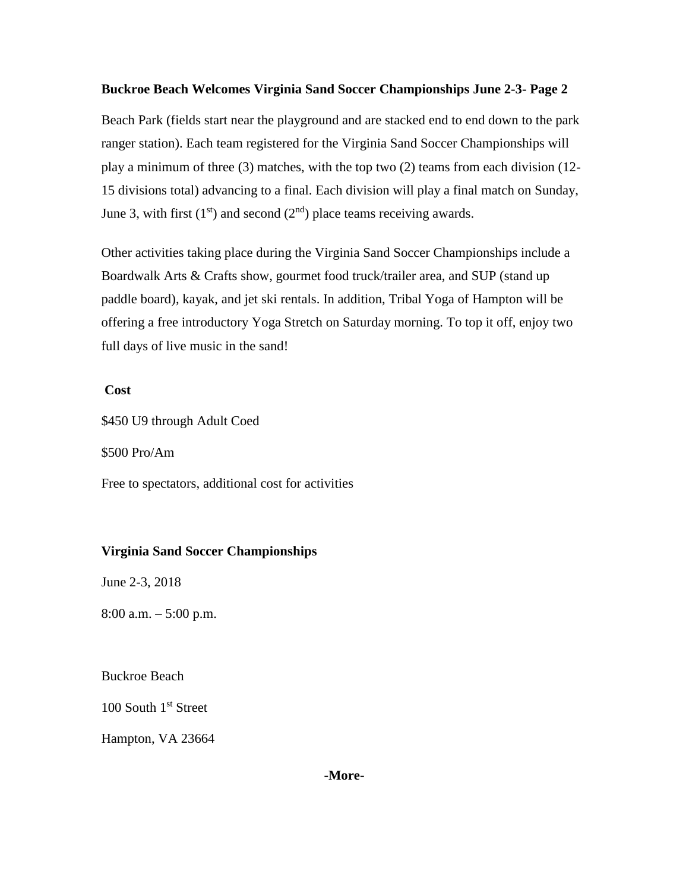**Buckroe Beach Welcomes Virginia Sand Soccer Championships June 2-3- Page 2**

Beach Park (fields start near the playground and are stacked end to end down to the park ranger station). Each team registered for the Virginia Sand Soccer Championships will play a minimum of three (3) matches, with the top two (2) teams from each division (12-15 divisions total) advancing to a final. Each division will play a final match on Sunday, June 3, with first (1st) and second (2nd) place teams receiving awards.

Other activities taking place during the Virginia Sand Soccer Championships include a Boardwalk Arts & Crafts show, gourmet food truck/trailer area, and SUP (stand up paddle board), kayak, and jet ski rentals. In addition, Tribal Yoga of Hampton will be offering a free introductory Yoga Stretch on Saturday morning. To top it off, enjoy two full days of live music in the sand!

**Cost**

$450 U9 through Adult Coed

$500 Pro/Am

Free to spectators, additional cost for activities

**Virginia Sand Soccer Championships**

June 2-3, 2018

8:00 a.m. – 5:00 p.m.

Buckroe Beach

100 South 1st Street

Hampton, VA 23664

**-More-**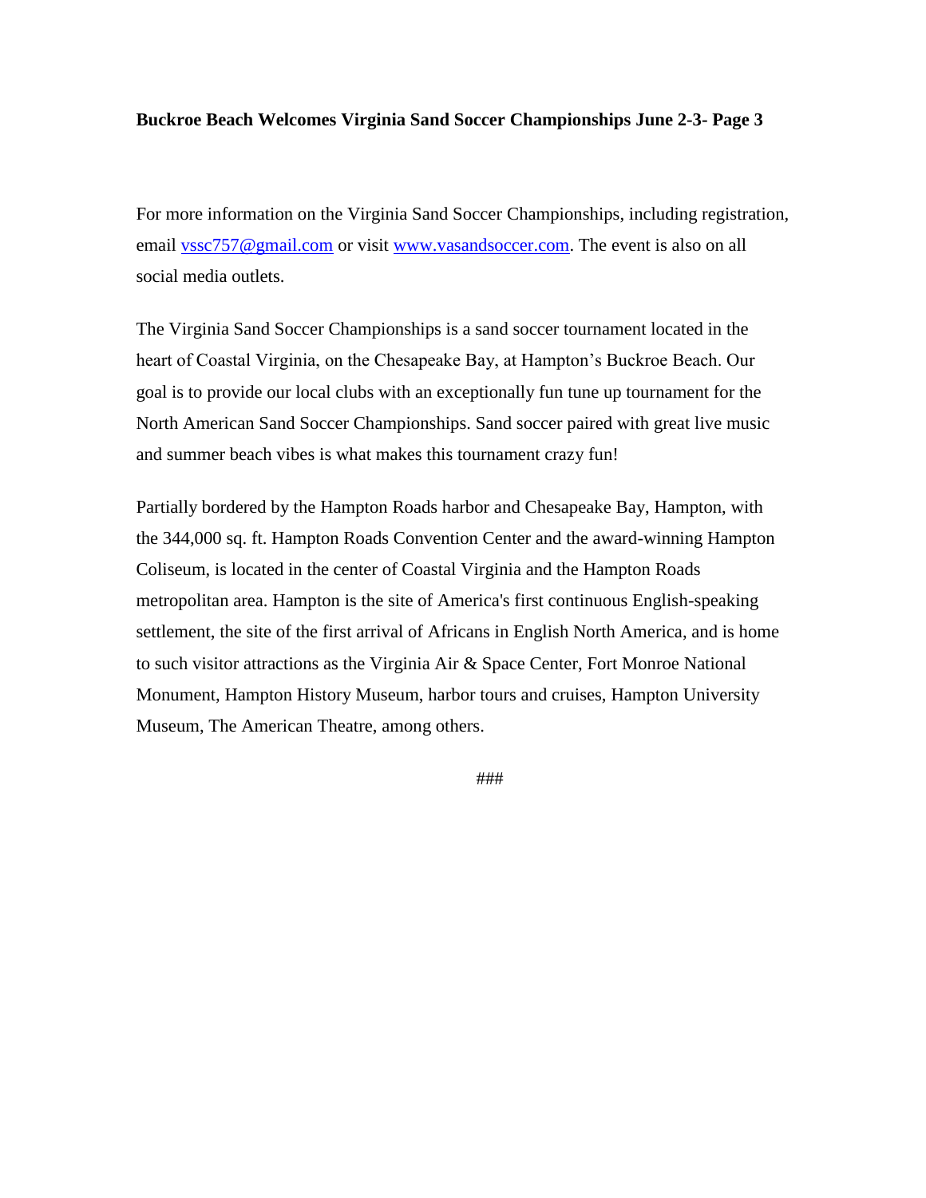**Buckroe Beach Welcomes Virginia Sand Soccer Championships June 2-3- Page 3**

For more information on the Virginia Sand Soccer Championships, including registration, email vssc757@gmail.com or visit www.vasandsoccer.com. The event is also on all social media outlets.

The Virginia Sand Soccer Championships is a sand soccer tournament located in the heart of Coastal Virginia, on the Chesapeake Bay, at Hampton's Buckroe Beach. Our goal is to provide our local clubs with an exceptionally fun tune up tournament for the North American Sand Soccer Championships. Sand soccer paired with great live music and summer beach vibes is what makes this tournament crazy fun!

Partially bordered by the Hampton Roads harbor and Chesapeake Bay, Hampton, with the 344,000 sq. ft. Hampton Roads Convention Center and the award-winning Hampton Coliseum, is located in the center of Coastal Virginia and the Hampton Roads metropolitan area. Hampton is the site of America's first continuous English-speaking settlement, the site of the first arrival of Africans in English North America, and is home to such visitor attractions as the Virginia Air & Space Center, Fort Monroe National Monument, Hampton History Museum, harbor tours and cruises, Hampton University Museum, The American Theatre, among others.

###